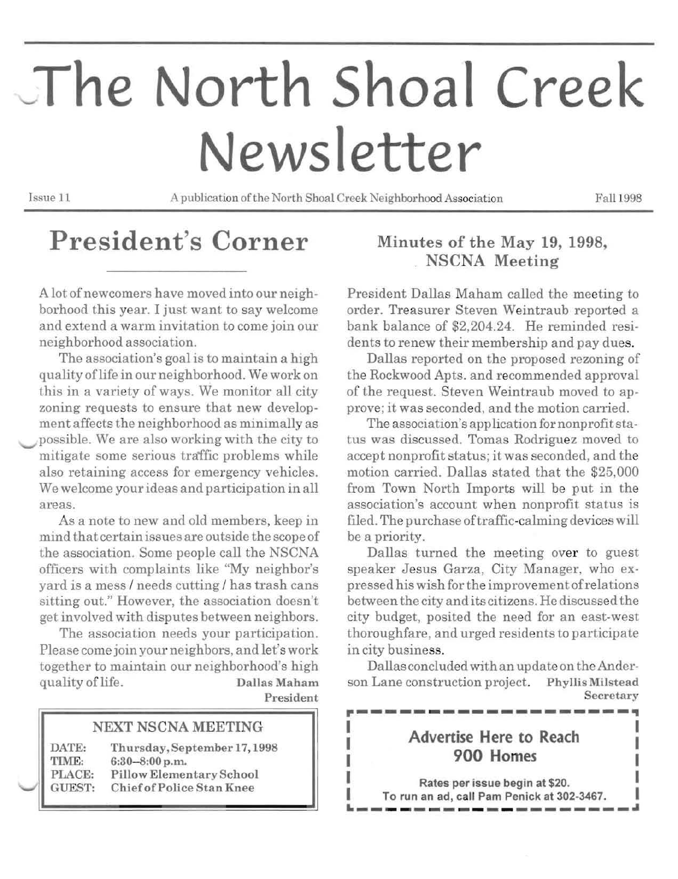# The North Shoal Creek Newsletter

Issue 11 — A publication of the North Shoal Creek Neighborhood Association — Fall 1998

## President's Corner

A lot of newcomers have moved into our neighborhood this year. I just want to say welcome and extend a warm invitation to come join our neighborhood association.

The association's goal is to maintain a high quality of life in our neighborhood. We work on this in a variety of ways. We monitor all city zoning requests to ensure that new development affects the neighborhood as minimally as possible. We are also working with the city to mitigate some serious traffic problems while also retaining access for emergency vehicles. We welcome your ideas and participation in all areas.

As a note to new and old members, keep in mind that certain issues are outside the scope of the association. Some people call the NSCNA officers with complaints like "My neighbor's yard is a mess / needs cutting / has trash cans sitting out." However, the association doesn't get involved with disputes between neighbors.

The association needs your participation. Please come join your neighbors, and let's work together to maintain our neighborhood's high quality of life.

**Dallas Maham**
**President**

### NEXT NSCNA MEETING

| | |
|---|---|
| DATE: | Thursday, September 17, 1998 |
| TIME: | 6:30–8:00 p.m. |
| PLACE: | Pillow Elementary School |
| GUEST: | Chief of Police Stan Knee |

## Minutes of the May 19, 1998, NSCNA Meeting

President Dallas Maham called the meeting to order. Treasurer Steven Weintraub reported a bank balance of $2,204.24. He reminded residents to renew their membership and pay dues.

Dallas reported on the proposed rezoning of the Rockwood Apts. and recommended approval of the request. Steven Weintraub moved to approve; it was seconded, and the motion carried.

The association's application for nonprofit status was discussed. Tomas Rodriguez moved to accept nonprofit status; it was seconded, and the motion carried. Dallas stated that the $25,000 from Town North Imports will be put in the association's account when nonprofit status is filed. The purchase of traffic-calming devices will be a priority.

Dallas turned the meeting over to guest speaker Jesus Garza, City Manager, who expressed his wish for the improvement of relations between the city and its citizens. He discussed the city budget, posited the need for an east-west thoroughfare, and urged residents to participate in city business.

Dallas concluded with an update on the Anderson Lane construction project.

**Phyllis Milstead**
**Secretary**

### Advertise Here to Reach 900 Homes

**Rates per issue begin at $20.**
**To run an ad, call Pam Penick at 302-3467.**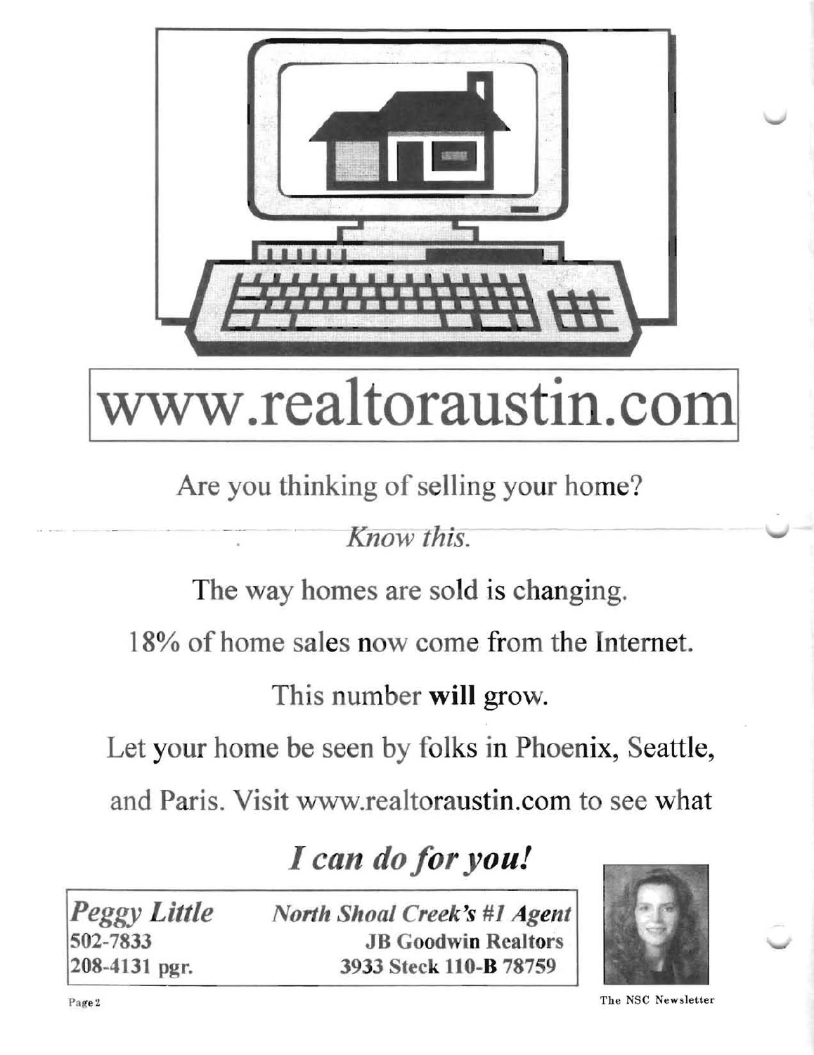# www.realtoraustin.com

Are you thinking of selling your home?

*Know this.*

The way homes are sold is changing.

18% of home sales now come from the Internet.

This number **will** grow.

Let your home be seen by folks in Phoenix, Seattle, and Paris. Visit www.realtoraustin.com to see what

## ***I can do for you!***

***Peggy Little***
**502-7833**
**208-4131 pgr.**

***North Shoal Creek's #1 Agent***
**JB Goodwin Realtors**
**3933 Steck 110-B 78759**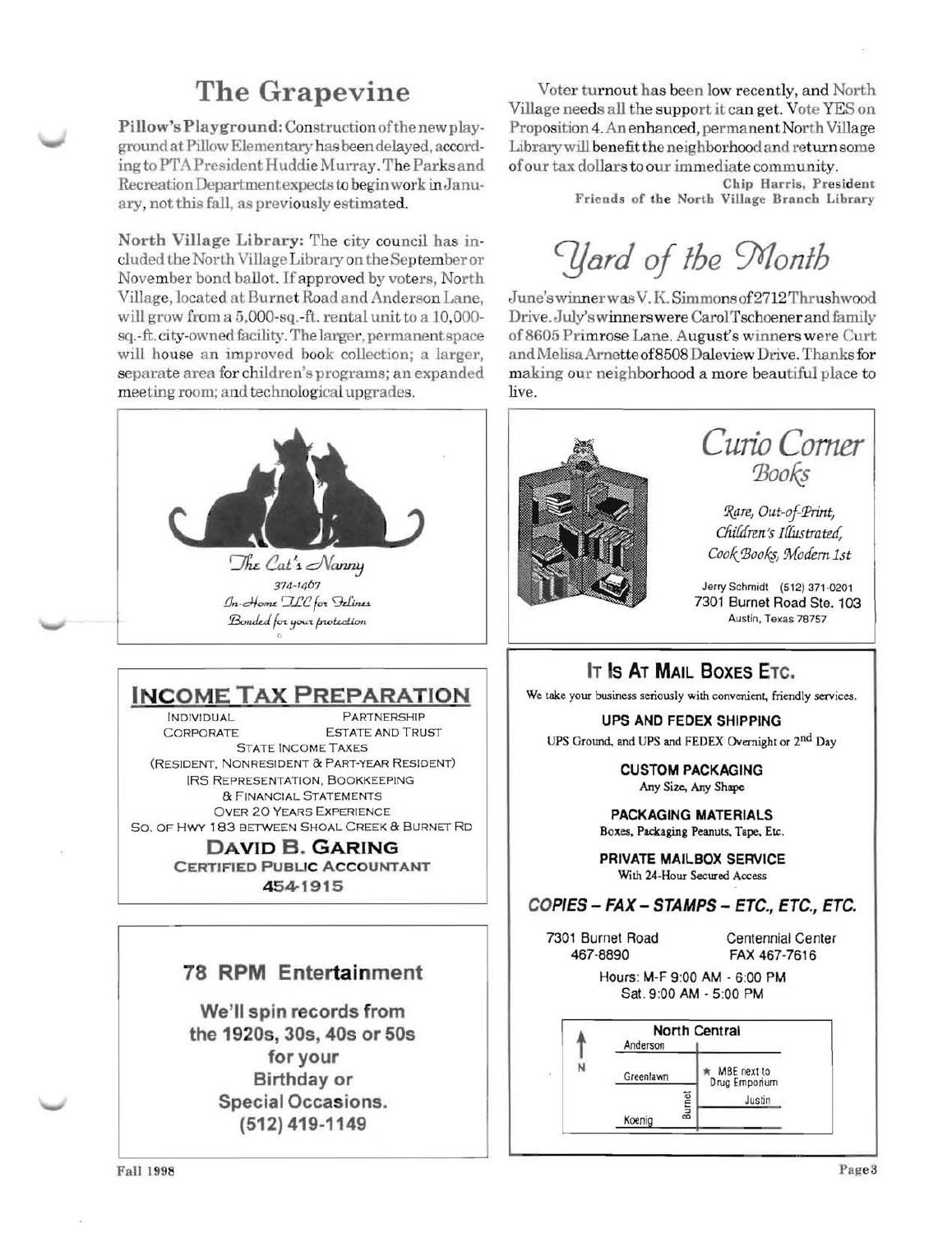## The Grapevine

**Pillow's Playground:** Construction of the new playground at Pillow Elementary has been delayed, according to PTA President Huddie Murray. The Parks and Recreation Department expects to begin work in January, not this fall, as previously estimated.

**North Village Library:** The city council has included the North Village Library on the September or November bond ballot. If approved by voters, North Village, located at Burnet Road and Anderson Lane, will grow from a 5,000-sq.-ft. rental unit to a 10,000-sq.-ft. city-owned facility. The larger, permanent space will house an improved book collection; a larger, separate area for children's programs; an expanded meeting room; and technological upgrades.

Voter turnout has been low recently, and North Village needs all the support it can get. Vote YES on Proposition 4. An enhanced, permanent North Village Library will benefit the neighborhood and return some of our tax dollars to our immediate community.

**Chip Harris, President**
**Friends of the North Village Branch Library**

## *Yard of the Month*

June's winner was V. K. Simmons of 2712 Thrushwood Drive. July's winners were Carol Tschoener and family of 8605 Primrose Lane. August's winners were Curt and Melisa Arnette of 8508 Daleview Drive. Thanks for making our neighborhood a more beautiful place to live.

---

*The Cat's Nanny*
374-1467
*In-Home TLC for Felines*
*Bonded for your protection*

---

*Curio Corner*
*Books*

*Rare, Out-of-Print, Children's Illustrated, Cook Books, Modern 1st*

Jerry Schmidt (512) 371-0201
7301 Burnet Road Ste. 103
Austin, Texas 78757

---

**INCOME TAX PREPARATION**

INDIVIDUAL — PARTNERSHIP
CORPORATE — ESTATE AND TRUST
STATE INCOME TAXES
(RESIDENT, NONRESIDENT & PART-YEAR RESIDENT)
IRS REPRESENTATION, BOOKKEEPING
& FINANCIAL STATEMENTS
OVER 20 YEARS EXPERIENCE
SO. OF HWY 183 BETWEEN SHOAL CREEK & BURNET RD

**DAVID B. GARING**
**CERTIFIED PUBLIC ACCOUNTANT**
**454-1915**

---

**IT IS AT MAIL BOXES ETC.**

We take your business seriously with convenient, friendly services.

**UPS AND FEDEX SHIPPING**
UPS Ground, and UPS and FEDEX Overnight or 2nd Day

**CUSTOM PACKAGING**
Any Size, Any Shape

**PACKAGING MATERIALS**
Boxes, Packaging Peanuts, Tape, Etc.

**PRIVATE MAILBOX SERVICE**
With 24-Hour Secured Access

***COPIES – FAX – STAMPS – ETC., ETC., ETC.***

7301 Burnet Road — Centennial Center
467-8890 — FAX 467-7616

Hours: M-F 9:00 AM - 6:00 PM
Sat. 9:00 AM - 5:00 PM

North Central — Anderson — N — Greenlawn — MBE next to Drug Emporium — Burnet — Justin — Koenig

---

**78 RPM Entertainment**

**We'll spin records from the 1920s, 30s, 40s or 50s for your Birthday or Special Occasions.**
**(512) 419-1149**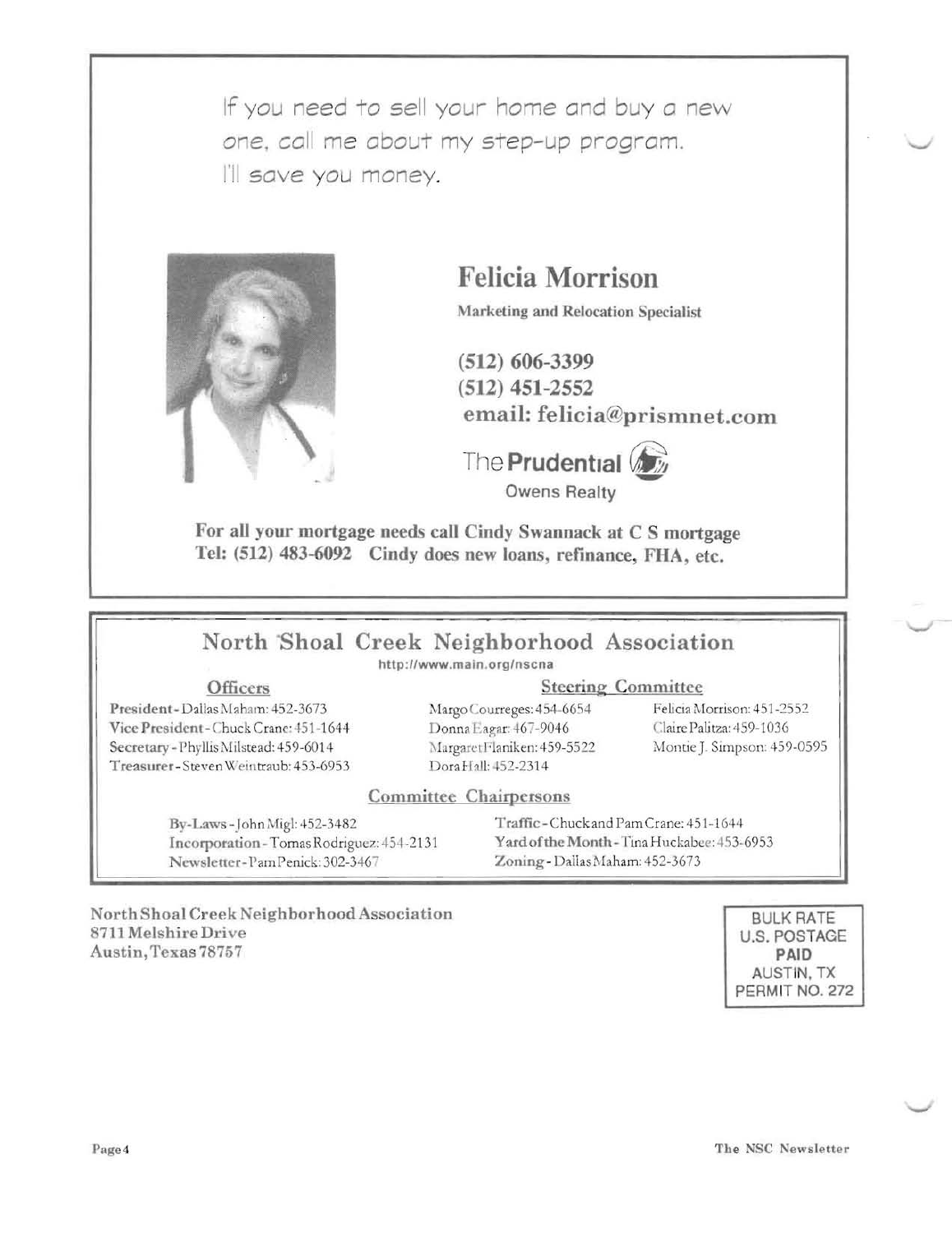If you need to sell your home and buy a new one, call me about my step-up program. I'll save you money.

## Felicia Morrison

**Marketing and Relocation Specialist**

**(512) 606-3399**
**(512) 451-2552**
**email: felicia@prismnet.com**

The **Prudential**
Owens Realty

**For all your mortgage needs call Cindy Swannack at C S mortgage Tel: (512) 483-6092 Cindy does new loans, refinance, FHA, etc.**

## North Shoal Creek Neighborhood Association

http://www.main.org/nscna

### Officers

**President** - Dallas Maham: 452-3673
**Vice President** - Chuck Crane: 451-1644
**Secretary** - Phyllis Milstead: 459-6014
**Treasurer** - Steven Weintraub: 453-6953

### Steering Committee

Margo Courreges: 454-6654
Donna Eagar: 467-9046
Margaret Flaniken: 459-5522
Dora Hall: 452-2314
Felicia Morrison: 451-2552
Claire Palitza: 459-1036
Montie J. Simpson: 459-0595

### Committee Chairpersons

By-Laws - John Migl: 452-3482
Incorporation - Tomas Rodriguez: 454-2131
Newsletter - Pam Penick: 302-3467
Traffic - Chuck and Pam Crane: 451-1644
Yard of the Month - Tina Huckabee: 453-6953
Zoning - Dallas Maham: 452-3673

North Shoal Creek Neighborhood Association
8711 Melshire Drive
Austin, Texas 78757

BULK RATE
U.S. POSTAGE
PAID
AUSTIN, TX
PERMIT NO. 272